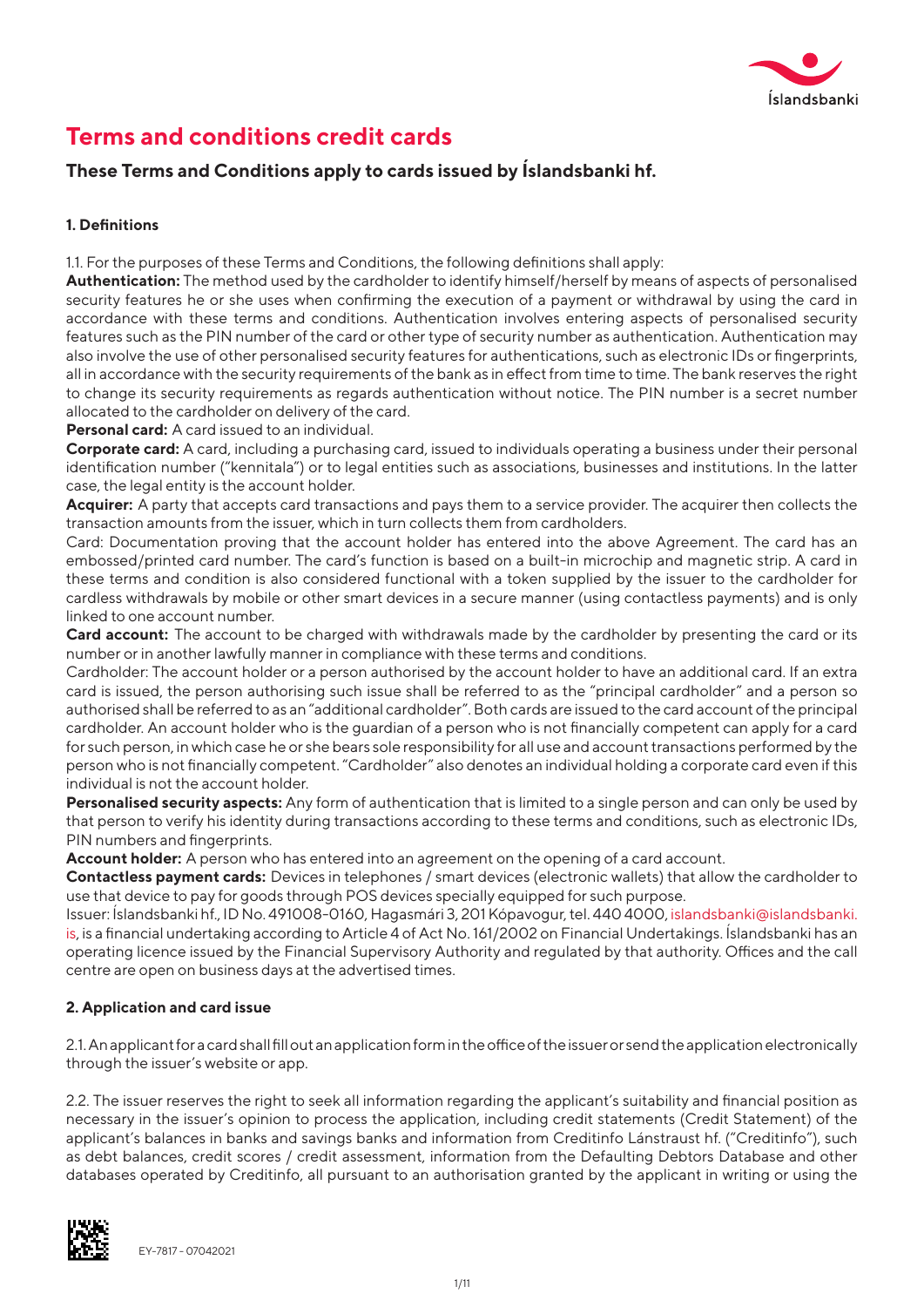# Terms and conditions credit cards

## These Terms and Conditions apply to cards issued by Íslandsbanki hf.

**1. Definitions**

1.1. For the purposes of these Terms and Conditions, the following definitions shall apply:

**Authentication:** The method used by the cardholder to identify himself/herself by means of aspects of personalised security features he or she uses when confirming the execution of a payment or withdrawal by using the card in accordance with these terms and conditions. Authentication involves entering aspects of personalised security features such as the PIN number of the card or other type of security number as authentication. Authentication may also involve the use of other personalised security features for authentications, such as electronic IDs or fingerprints, all in accordance with the security requirements of the bank as in effect from time to time. The bank reserves the right to change its security requirements as regards authentication without notice. The PIN number is a secret number allocated to the cardholder on delivery of the card.

**Personal card:** A card issued to an individual.

**Corporate card:** A card, including a purchasing card, issued to individuals operating a business under their personal identification number ("kennitala") or to legal entities such as associations, businesses and institutions. In the latter case, the legal entity is the account holder.

**Acquirer:** A party that accepts card transactions and pays them to a service provider. The acquirer then collects the transaction amounts from the issuer, which in turn collects them from cardholders.

Card: Documentation proving that the account holder has entered into the above Agreement. The card has an embossed/printed card number. The card's function is based on a built-in microchip and magnetic strip. A card in these terms and condition is also considered functional with a token supplied by the issuer to the cardholder for cardless withdrawals by mobile or other smart devices in a secure manner (using contactless payments) and is only linked to one account number.

**Card account:** The account to be charged with withdrawals made by the cardholder by presenting the card or its number or in another lawfully manner in compliance with these terms and conditions.

Cardholder: The account holder or a person authorised by the account holder to have an additional card. If an extra card is issued, the person authorising such issue shall be referred to as the "principal cardholder" and a person so authorised shall be referred to as an "additional cardholder". Both cards are issued to the card account of the principal cardholder. An account holder who is the guardian of a person who is not financially competent can apply for a card for such person, in which case he or she bears sole responsibility for all use and account transactions performed by the person who is not financially competent. "Cardholder" also denotes an individual holding a corporate card even if this individual is not the account holder.

**Personalised security aspects:** Any form of authentication that is limited to a single person and can only be used by that person to verify his identity during transactions according to these terms and conditions, such as electronic IDs, PIN numbers and fingerprints.

**Account holder:** A person who has entered into an agreement on the opening of a card account.

**Contactless payment cards:** Devices in telephones / smart devices (electronic wallets) that allow the cardholder to use that device to pay for goods through POS devices specially equipped for such purpose.

Issuer: Íslandsbanki hf., ID No. 491008-0160, Hagasmári 3, 201 Kópavogur, tel. 440 4000, islandsbanki@islandsbanki.is, is a financial undertaking according to Article 4 of Act No. 161/2002 on Financial Undertakings. Íslandsbanki has an operating licence issued by the Financial Supervisory Authority and regulated by that authority. Offices and the call centre are open on business days at the advertised times.

**2. Application and card issue**

2.1. An applicant for a card shall fill out an application form in the office of the issuer or send the application electronically through the issuer's website or app.

2.2. The issuer reserves the right to seek all information regarding the applicant's suitability and financial position as necessary in the issuer's opinion to process the application, including credit statements (Credit Statement) of the applicant's balances in banks and savings banks and information from Creditinfo Lánstraust hf. ("Creditinfo"), such as debt balances, credit scores / credit assessment, information from the Defaulting Debtors Database and other databases operated by Creditinfo, all pursuant to an authorisation granted by the applicant in writing or using the

EY-7817 - 07042021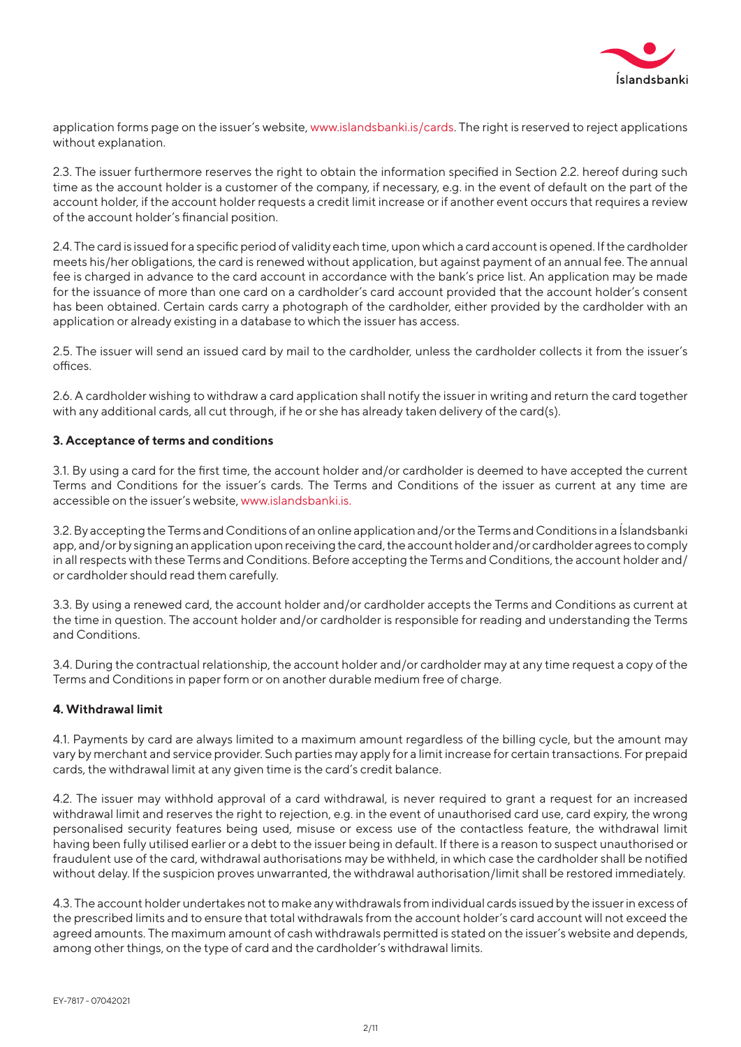application forms page on the issuer's website, www.islandsbanki.is/cards. The right is reserved to reject applications without explanation.

2.3. The issuer furthermore reserves the right to obtain the information specified in Section 2.2. hereof during such time as the account holder is a customer of the company, if necessary, e.g. in the event of default on the part of the account holder, if the account holder requests a credit limit increase or if another event occurs that requires a review of the account holder's financial position.

2.4. The card is issued for a specific period of validity each time, upon which a card account is opened. If the cardholder meets his/her obligations, the card is renewed without application, but against payment of an annual fee. The annual fee is charged in advance to the card account in accordance with the bank's price list. An application may be made for the issuance of more than one card on a cardholder's card account provided that the account holder's consent has been obtained. Certain cards carry a photograph of the cardholder, either provided by the cardholder with an application or already existing in a database to which the issuer has access.

2.5. The issuer will send an issued card by mail to the cardholder, unless the cardholder collects it from the issuer's offices.

2.6. A cardholder wishing to withdraw a card application shall notify the issuer in writing and return the card together with any additional cards, all cut through, if he or she has already taken delivery of the card(s).

**3. Acceptance of terms and conditions**

3.1. By using a card for the first time, the account holder and/or cardholder is deemed to have accepted the current Terms and Conditions for the issuer's cards. The Terms and Conditions of the issuer as current at any time are accessible on the issuer's website, www.islandsbanki.is.

3.2. By accepting the Terms and Conditions of an online application and/or the Terms and Conditions in a Íslandsbanki app, and/or by signing an application upon receiving the card, the account holder and/or cardholder agrees to comply in all respects with these Terms and Conditions. Before accepting the Terms and Conditions, the account holder and/ or cardholder should read them carefully.

3.3. By using a renewed card, the account holder and/or cardholder accepts the Terms and Conditions as current at the time in question. The account holder and/or cardholder is responsible for reading and understanding the Terms and Conditions.

3.4. During the contractual relationship, the account holder and/or cardholder may at any time request a copy of the Terms and Conditions in paper form or on another durable medium free of charge.

**4. Withdrawal limit**

4.1. Payments by card are always limited to a maximum amount regardless of the billing cycle, but the amount may vary by merchant and service provider. Such parties may apply for a limit increase for certain transactions. For prepaid cards, the withdrawal limit at any given time is the card's credit balance.

4.2. The issuer may withhold approval of a card withdrawal, is never required to grant a request for an increased withdrawal limit and reserves the right to rejection, e.g. in the event of unauthorised card use, card expiry, the wrong personalised security features being used, misuse or excess use of the contactless feature, the withdrawal limit having been fully utilised earlier or a debt to the issuer being in default. If there is a reason to suspect unauthorised or fraudulent use of the card, withdrawal authorisations may be withheld, in which case the cardholder shall be notified without delay. If the suspicion proves unwarranted, the withdrawal authorisation/limit shall be restored immediately.

4.3. The account holder undertakes not to make any withdrawals from individual cards issued by the issuer in excess of the prescribed limits and to ensure that total withdrawals from the account holder's card account will not exceed the agreed amounts. The maximum amount of cash withdrawals permitted is stated on the issuer's website and depends, among other things, on the type of card and the cardholder's withdrawal limits.

EY-7817 - 07042021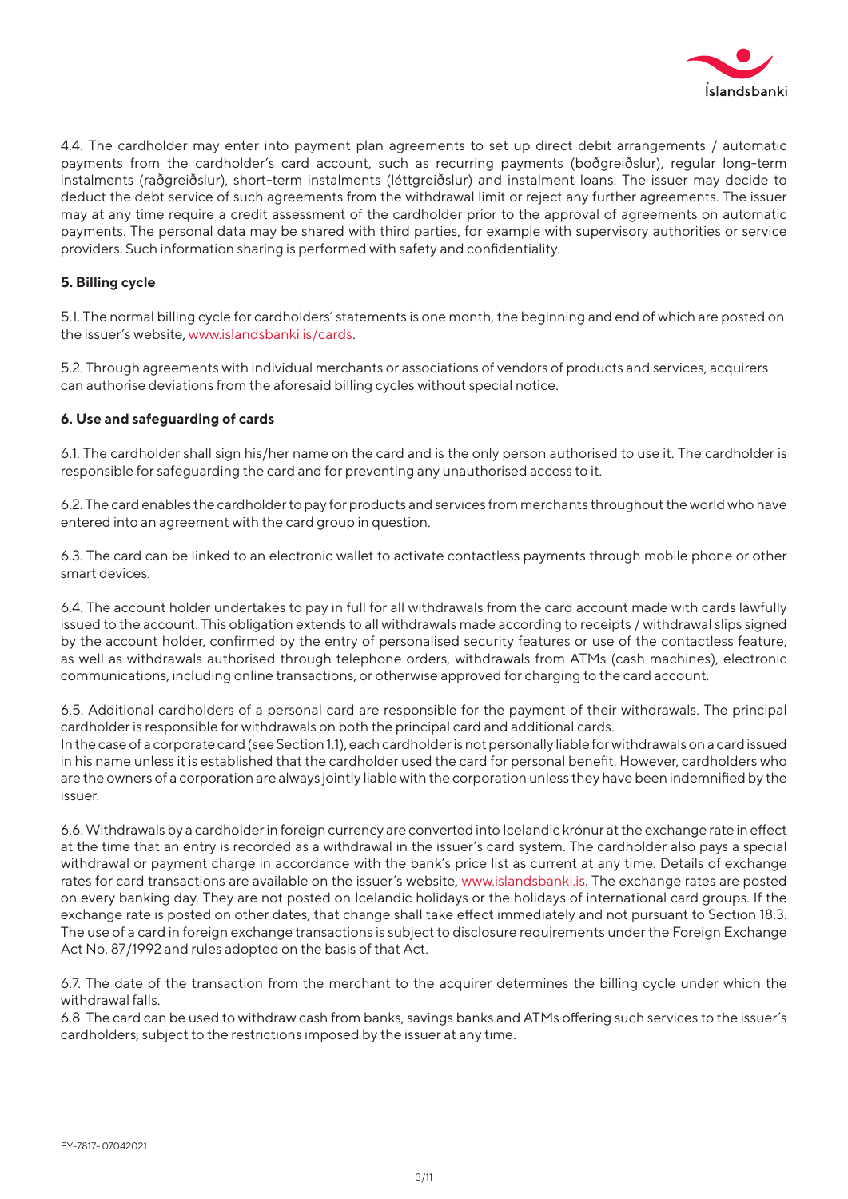4.4. The cardholder may enter into payment plan agreements to set up direct debit arrangements / automatic payments from the cardholder's card account, such as recurring payments (boðgreiðslur), regular long-term instalments (raðgreiðslur), short-term instalments (léttgreiðslur) and instalment loans. The issuer may decide to deduct the debt service of such agreements from the withdrawal limit or reject any further agreements. The issuer may at any time require a credit assessment of the cardholder prior to the approval of agreements on automatic payments. The personal data may be shared with third parties, for example with supervisory authorities or service providers. Such information sharing is performed with safety and confidentiality.

**5. Billing cycle**

5.1. The normal billing cycle for cardholders' statements is one month, the beginning and end of which are posted on the issuer's website, www.islandsbanki.is/cards.

5.2. Through agreements with individual merchants or associations of vendors of products and services, acquirers can authorise deviations from the aforesaid billing cycles without special notice.

**6. Use and safeguarding of cards**

6.1. The cardholder shall sign his/her name on the card and is the only person authorised to use it. The cardholder is responsible for safeguarding the card and for preventing any unauthorised access to it.

6.2. The card enables the cardholder to pay for products and services from merchants throughout the world who have entered into an agreement with the card group in question.

6.3. The card can be linked to an electronic wallet to activate contactless payments through mobile phone or other smart devices.

6.4. The account holder undertakes to pay in full for all withdrawals from the card account made with cards lawfully issued to the account. This obligation extends to all withdrawals made according to receipts / withdrawal slips signed by the account holder, confirmed by the entry of personalised security features or use of the contactless feature, as well as withdrawals authorised through telephone orders, withdrawals from ATMs (cash machines), electronic communications, including online transactions, or otherwise approved for charging to the card account.

6.5. Additional cardholders of a personal card are responsible for the payment of their withdrawals. The principal cardholder is responsible for withdrawals on both the principal card and additional cards.
In the case of a corporate card (see Section 1.1), each cardholder is not personally liable for withdrawals on a card issued in his name unless it is established that the cardholder used the card for personal benefit. However, cardholders who are the owners of a corporation are always jointly liable with the corporation unless they have been indemnified by the issuer.

6.6. Withdrawals by a cardholder in foreign currency are converted into Icelandic krónur at the exchange rate in effect at the time that an entry is recorded as a withdrawal in the issuer's card system. The cardholder also pays a special withdrawal or payment charge in accordance with the bank's price list as current at any time. Details of exchange rates for card transactions are available on the issuer's website, www.islandsbanki.is. The exchange rates are posted on every banking day. They are not posted on Icelandic holidays or the holidays of international card groups. If the exchange rate is posted on other dates, that change shall take effect immediately and not pursuant to Section 18.3. The use of a card in foreign exchange transactions is subject to disclosure requirements under the Foreign Exchange Act No. 87/1992 and rules adopted on the basis of that Act.

6.7. The date of the transaction from the merchant to the acquirer determines the billing cycle under which the withdrawal falls.
6.8. The card can be used to withdraw cash from banks, savings banks and ATMs offering such services to the issuer's cardholders, subject to the restrictions imposed by the issuer at any time.

EY-7817- 07042021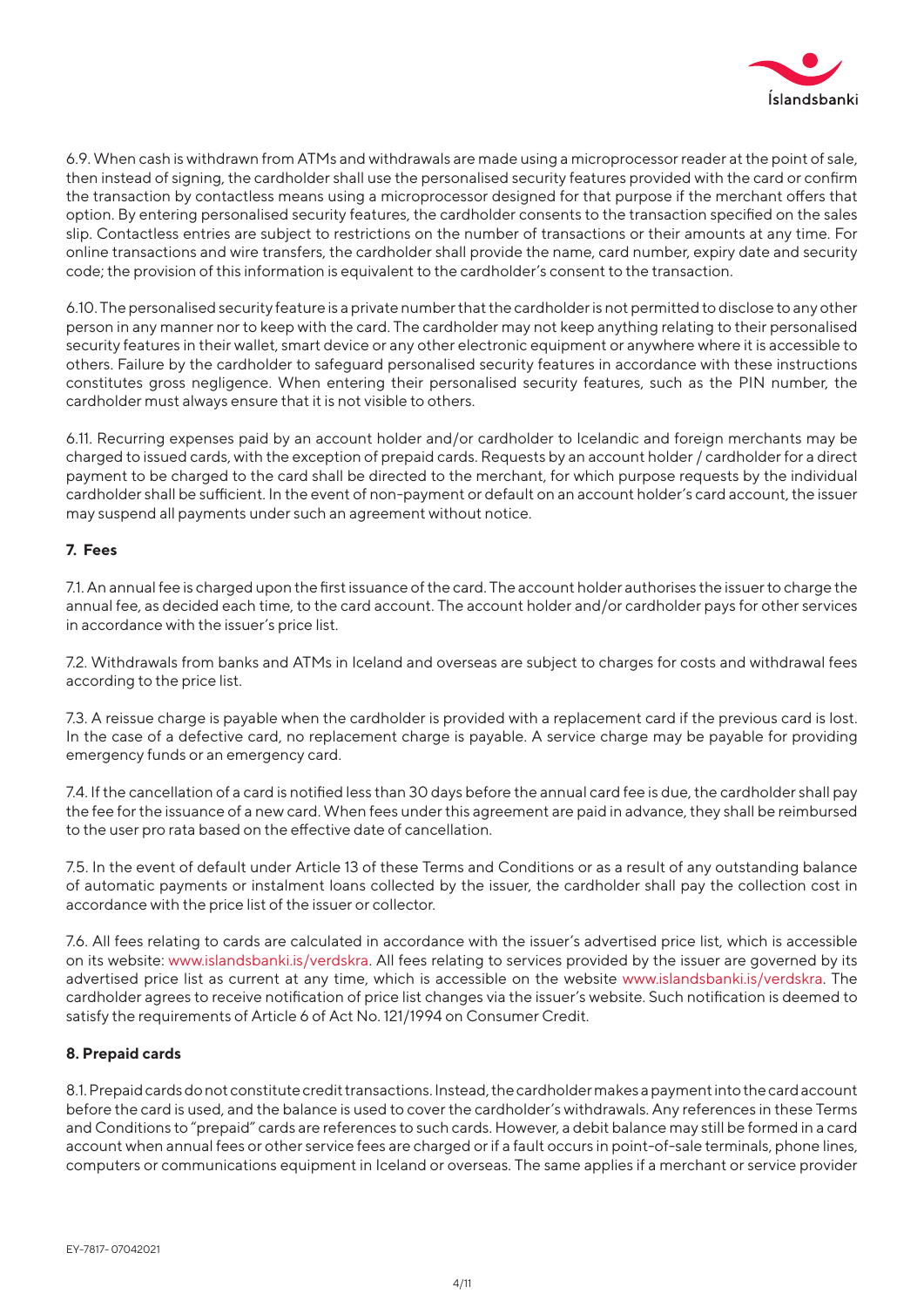6.9. When cash is withdrawn from ATMs and withdrawals are made using a microprocessor reader at the point of sale, then instead of signing, the cardholder shall use the personalised security features provided with the card or confirm the transaction by contactless means using a microprocessor designed for that purpose if the merchant offers that option. By entering personalised security features, the cardholder consents to the transaction specified on the sales slip. Contactless entries are subject to restrictions on the number of transactions or their amounts at any time. For online transactions and wire transfers, the cardholder shall provide the name, card number, expiry date and security code; the provision of this information is equivalent to the cardholder's consent to the transaction.

6.10. The personalised security feature is a private number that the cardholder is not permitted to disclose to any other person in any manner nor to keep with the card. The cardholder may not keep anything relating to their personalised security features in their wallet, smart device or any other electronic equipment or anywhere where it is accessible to others. Failure by the cardholder to safeguard personalised security features in accordance with these instructions constitutes gross negligence. When entering their personalised security features, such as the PIN number, the cardholder must always ensure that it is not visible to others.

6.11. Recurring expenses paid by an account holder and/or cardholder to Icelandic and foreign merchants may be charged to issued cards, with the exception of prepaid cards. Requests by an account holder / cardholder for a direct payment to be charged to the card shall be directed to the merchant, for which purpose requests by the individual cardholder shall be sufficient. In the event of non-payment or default on an account holder's card account, the issuer may suspend all payments under such an agreement without notice.

## 7. Fees

7.1. An annual fee is charged upon the first issuance of the card. The account holder authorises the issuer to charge the annual fee, as decided each time, to the card account. The account holder and/or cardholder pays for other services in accordance with the issuer's price list.

7.2. Withdrawals from banks and ATMs in Iceland and overseas are subject to charges for costs and withdrawal fees according to the price list.

7.3. A reissue charge is payable when the cardholder is provided with a replacement card if the previous card is lost. In the case of a defective card, no replacement charge is payable. A service charge may be payable for providing emergency funds or an emergency card.

7.4. If the cancellation of a card is notified less than 30 days before the annual card fee is due, the cardholder shall pay the fee for the issuance of a new card. When fees under this agreement are paid in advance, they shall be reimbursed to the user pro rata based on the effective date of cancellation.

7.5. In the event of default under Article 13 of these Terms and Conditions or as a result of any outstanding balance of automatic payments or instalment loans collected by the issuer, the cardholder shall pay the collection cost in accordance with the price list of the issuer or collector.

7.6. All fees relating to cards are calculated in accordance with the issuer's advertised price list, which is accessible on its website: www.islandsbanki.is/verdskra. All fees relating to services provided by the issuer are governed by its advertised price list as current at any time, which is accessible on the website www.islandsbanki.is/verdskra. The cardholder agrees to receive notification of price list changes via the issuer's website. Such notification is deemed to satisfy the requirements of Article 6 of Act No. 121/1994 on Consumer Credit.

## 8. Prepaid cards

8.1. Prepaid cards do not constitute credit transactions. Instead, the cardholder makes a payment into the card account before the card is used, and the balance is used to cover the cardholder's withdrawals. Any references in these Terms and Conditions to "prepaid" cards are references to such cards. However, a debit balance may still be formed in a card account when annual fees or other service fees are charged or if a fault occurs in point-of-sale terminals, phone lines, computers or communications equipment in Iceland or overseas. The same applies if a merchant or service provider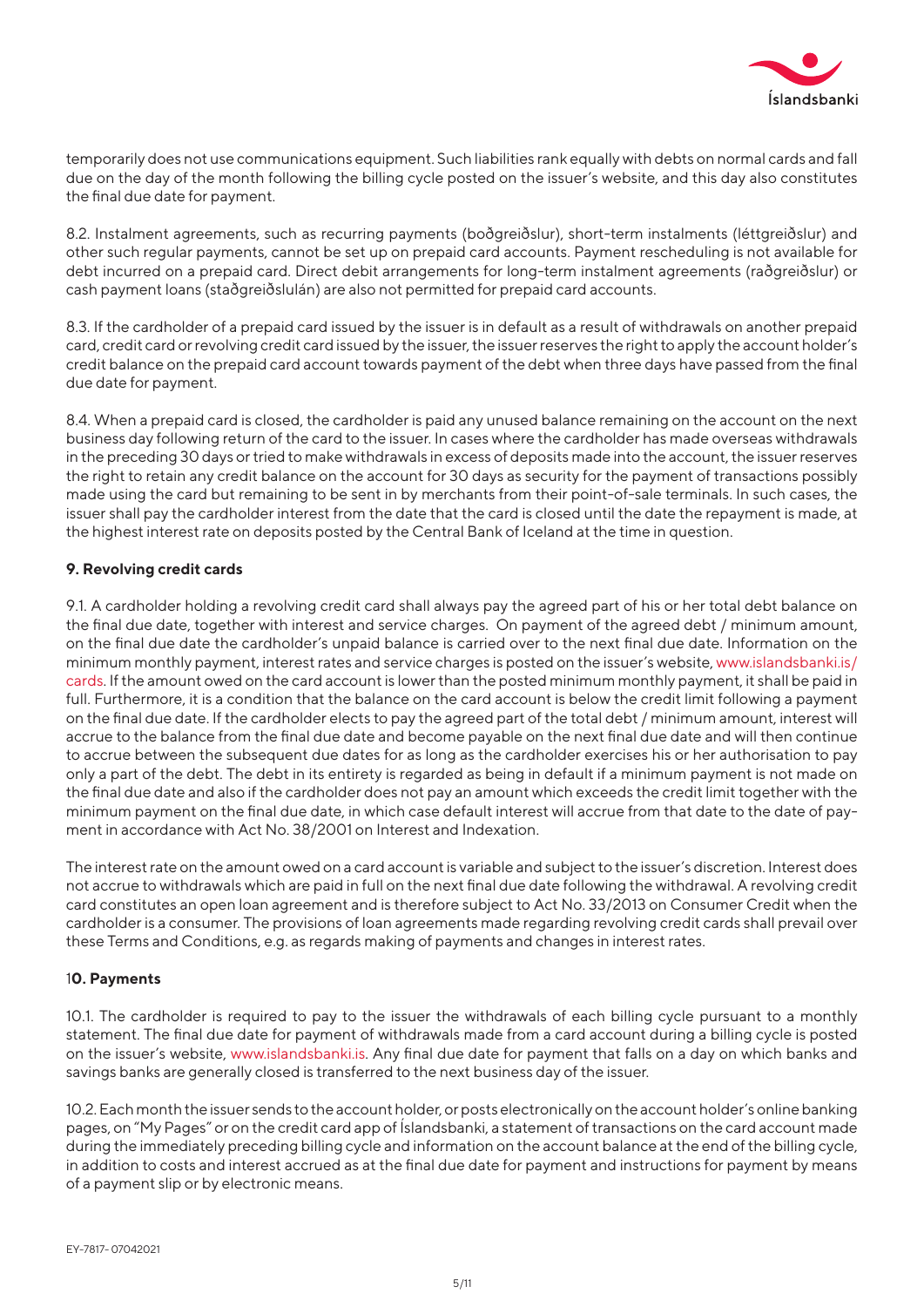temporarily does not use communications equipment. Such liabilities rank equally with debts on normal cards and fall due on the day of the month following the billing cycle posted on the issuer's website, and this day also constitutes the final due date for payment.

8.2. Instalment agreements, such as recurring payments (boðgreiðslur), short-term instalments (léttgreiðslur) and other such regular payments, cannot be set up on prepaid card accounts. Payment rescheduling is not available for debt incurred on a prepaid card. Direct debit arrangements for long-term instalment agreements (raðgreiðslur) or cash payment loans (staðgreiðslulán) are also not permitted for prepaid card accounts.

8.3. If the cardholder of a prepaid card issued by the issuer is in default as a result of withdrawals on another prepaid card, credit card or revolving credit card issued by the issuer, the issuer reserves the right to apply the account holder's credit balance on the prepaid card account towards payment of the debt when three days have passed from the final due date for payment.

8.4. When a prepaid card is closed, the cardholder is paid any unused balance remaining on the account on the next business day following return of the card to the issuer. In cases where the cardholder has made overseas withdrawals in the preceding 30 days or tried to make withdrawals in excess of deposits made into the account, the issuer reserves the right to retain any credit balance on the account for 30 days as security for the payment of transactions possibly made using the card but remaining to be sent in by merchants from their point-of-sale terminals. In such cases, the issuer shall pay the cardholder interest from the date that the card is closed until the date the repayment is made, at the highest interest rate on deposits posted by the Central Bank of Iceland at the time in question.

**9. Revolving credit cards**

9.1. A cardholder holding a revolving credit card shall always pay the agreed part of his or her total debt balance on the final due date, together with interest and service charges. On payment of the agreed debt / minimum amount, on the final due date the cardholder's unpaid balance is carried over to the next final due date. Information on the minimum monthly payment, interest rates and service charges is posted on the issuer's website, www.islandsbanki.is/cards. If the amount owed on the card account is lower than the posted minimum monthly payment, it shall be paid in full. Furthermore, it is a condition that the balance on the card account is below the credit limit following a payment on the final due date. If the cardholder elects to pay the agreed part of the total debt / minimum amount, interest will accrue to the balance from the final due date and become payable on the next final due date and will then continue to accrue between the subsequent due dates for as long as the cardholder exercises his or her authorisation to pay only a part of the debt. The debt in its entirety is regarded as being in default if a minimum payment is not made on the final due date and also if the cardholder does not pay an amount which exceeds the credit limit together with the minimum payment on the final due date, in which case default interest will accrue from that date to the date of payment in accordance with Act No. 38/2001 on Interest and Indexation.

The interest rate on the amount owed on a card account is variable and subject to the issuer's discretion. Interest does not accrue to withdrawals which are paid in full on the next final due date following the withdrawal. A revolving credit card constitutes an open loan agreement and is therefore subject to Act No. 33/2013 on Consumer Credit when the cardholder is a consumer. The provisions of loan agreements made regarding revolving credit cards shall prevail over these Terms and Conditions, e.g. as regards making of payments and changes in interest rates.

**10. Payments**

10.1. The cardholder is required to pay to the issuer the withdrawals of each billing cycle pursuant to a monthly statement. The final due date for payment of withdrawals made from a card account during a billing cycle is posted on the issuer's website, www.islandsbanki.is. Any final due date for payment that falls on a day on which banks and savings banks are generally closed is transferred to the next business day of the issuer.

10.2. Each month the issuer sends to the account holder, or posts electronically on the account holder's online banking pages, on "My Pages" or on the credit card app of Íslandsbanki, a statement of transactions on the card account made during the immediately preceding billing cycle and information on the account balance at the end of the billing cycle, in addition to costs and interest accrued as at the final due date for payment and instructions for payment by means of a payment slip or by electronic means.

EY-7817- 07042021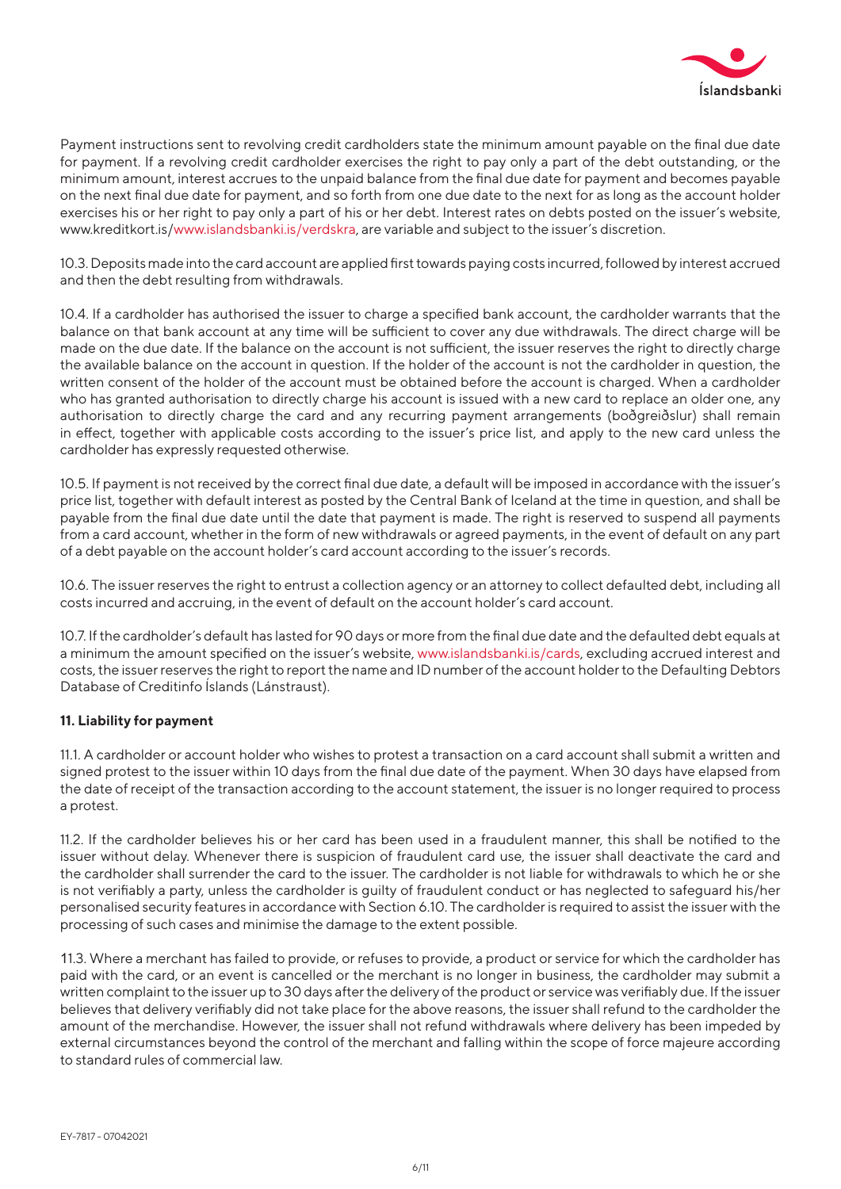Payment instructions sent to revolving credit cardholders state the minimum amount payable on the final due date for payment. If a revolving credit cardholder exercises the right to pay only a part of the debt outstanding, or the minimum amount, interest accrues to the unpaid balance from the final due date for payment and becomes payable on the next final due date for payment, and so forth from one due date to the next for as long as the account holder exercises his or her right to pay only a part of his or her debt. Interest rates on debts posted on the issuer's website, www.kreditkort.is/www.islandsbanki.is/verdskra, are variable and subject to the issuer's discretion.

10.3. Deposits made into the card account are applied first towards paying costs incurred, followed by interest accrued and then the debt resulting from withdrawals.

10.4. If a cardholder has authorised the issuer to charge a specified bank account, the cardholder warrants that the balance on that bank account at any time will be sufficient to cover any due withdrawals. The direct charge will be made on the due date. If the balance on the account is not sufficient, the issuer reserves the right to directly charge the available balance on the account in question. If the holder of the account is not the cardholder in question, the written consent of the holder of the account must be obtained before the account is charged. When a cardholder who has granted authorisation to directly charge his account is issued with a new card to replace an older one, any authorisation to directly charge the card and any recurring payment arrangements (boðgreiðslur) shall remain in effect, together with applicable costs according to the issuer's price list, and apply to the new card unless the cardholder has expressly requested otherwise.

10.5. If payment is not received by the correct final due date, a default will be imposed in accordance with the issuer's price list, together with default interest as posted by the Central Bank of Iceland at the time in question, and shall be payable from the final due date until the date that payment is made. The right is reserved to suspend all payments from a card account, whether in the form of new withdrawals or agreed payments, in the event of default on any part of a debt payable on the account holder's card account according to the issuer's records.

10.6. The issuer reserves the right to entrust a collection agency or an attorney to collect defaulted debt, including all costs incurred and accruing, in the event of default on the account holder's card account.

10.7. If the cardholder's default has lasted for 90 days or more from the final due date and the defaulted debt equals at a minimum the amount specified on the issuer's website, www.islandsbanki.is/cards, excluding accrued interest and costs, the issuer reserves the right to report the name and ID number of the account holder to the Defaulting Debtors Database of Creditinfo Íslands (Lánstraust).

**11. Liability for payment**

11.1. A cardholder or account holder who wishes to protest a transaction on a card account shall submit a written and signed protest to the issuer within 10 days from the final due date of the payment. When 30 days have elapsed from the date of receipt of the transaction according to the account statement, the issuer is no longer required to process a protest.

11.2. If the cardholder believes his or her card has been used in a fraudulent manner, this shall be notified to the issuer without delay. Whenever there is suspicion of fraudulent card use, the issuer shall deactivate the card and the cardholder shall surrender the card to the issuer. The cardholder is not liable for withdrawals to which he or she is not verifiably a party, unless the cardholder is guilty of fraudulent conduct or has neglected to safeguard his/her personalised security features in accordance with Section 6.10. The cardholder is required to assist the issuer with the processing of such cases and minimise the damage to the extent possible.

11.3. Where a merchant has failed to provide, or refuses to provide, a product or service for which the cardholder has paid with the card, or an event is cancelled or the merchant is no longer in business, the cardholder may submit a written complaint to the issuer up to 30 days after the delivery of the product or service was verifiably due. If the issuer believes that delivery verifiably did not take place for the above reasons, the issuer shall refund to the cardholder the amount of the merchandise. However, the issuer shall not refund withdrawals where delivery has been impeded by external circumstances beyond the control of the merchant and falling within the scope of force majeure according to standard rules of commercial law.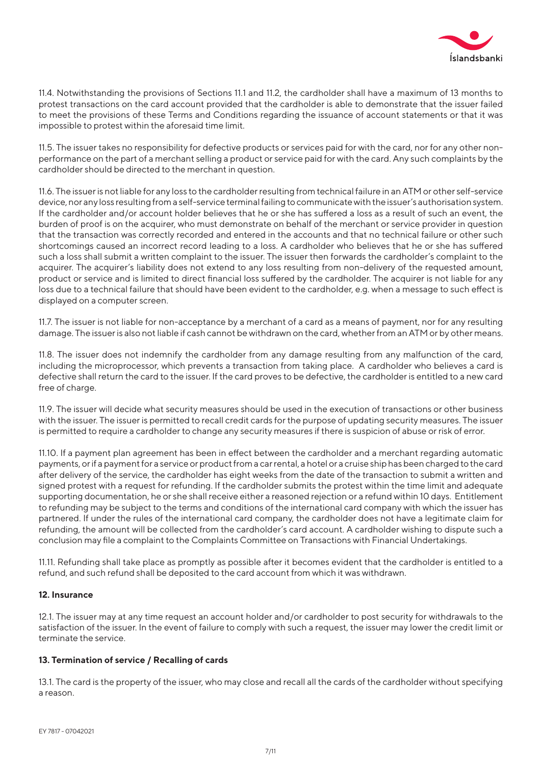11.4. Notwithstanding the provisions of Sections 11.1 and 11.2, the cardholder shall have a maximum of 13 months to protest transactions on the card account provided that the cardholder is able to demonstrate that the issuer failed to meet the provisions of these Terms and Conditions regarding the issuance of account statements or that it was impossible to protest within the aforesaid time limit.

11.5. The issuer takes no responsibility for defective products or services paid for with the card, nor for any other non-performance on the part of a merchant selling a product or service paid for with the card. Any such complaints by the cardholder should be directed to the merchant in question.

11.6. The issuer is not liable for any loss to the cardholder resulting from technical failure in an ATM or other self-service device, nor any loss resulting from a self-service terminal failing to communicate with the issuer's authorisation system. If the cardholder and/or account holder believes that he or she has suffered a loss as a result of such an event, the burden of proof is on the acquirer, who must demonstrate on behalf of the merchant or service provider in question that the transaction was correctly recorded and entered in the accounts and that no technical failure or other such shortcomings caused an incorrect record leading to a loss. A cardholder who believes that he or she has suffered such a loss shall submit a written complaint to the issuer. The issuer then forwards the cardholder's complaint to the acquirer. The acquirer's liability does not extend to any loss resulting from non-delivery of the requested amount, product or service and is limited to direct financial loss suffered by the cardholder. The acquirer is not liable for any loss due to a technical failure that should have been evident to the cardholder, e.g. when a message to such effect is displayed on a computer screen.

11.7. The issuer is not liable for non-acceptance by a merchant of a card as a means of payment, nor for any resulting damage. The issuer is also not liable if cash cannot be withdrawn on the card, whether from an ATM or by other means.

11.8. The issuer does not indemnify the cardholder from any damage resulting from any malfunction of the card, including the microprocessor, which prevents a transaction from taking place. A cardholder who believes a card is defective shall return the card to the issuer. If the card proves to be defective, the cardholder is entitled to a new card free of charge.

11.9. The issuer will decide what security measures should be used in the execution of transactions or other business with the issuer. The issuer is permitted to recall credit cards for the purpose of updating security measures. The issuer is permitted to require a cardholder to change any security measures if there is suspicion of abuse or risk of error.

11.10. If a payment plan agreement has been in effect between the cardholder and a merchant regarding automatic payments, or if a payment for a service or product from a car rental, a hotel or a cruise ship has been charged to the card after delivery of the service, the cardholder has eight weeks from the date of the transaction to submit a written and signed protest with a request for refunding. If the cardholder submits the protest within the time limit and adequate supporting documentation, he or she shall receive either a reasoned rejection or a refund within 10 days. Entitlement to refunding may be subject to the terms and conditions of the international card company with which the issuer has partnered. If under the rules of the international card company, the cardholder does not have a legitimate claim for refunding, the amount will be collected from the cardholder's card account. A cardholder wishing to dispute such a conclusion may file a complaint to the Complaints Committee on Transactions with Financial Undertakings.

11.11. Refunding shall take place as promptly as possible after it becomes evident that the cardholder is entitled to a refund, and such refund shall be deposited to the card account from which it was withdrawn.

**12. Insurance**

12.1. The issuer may at any time request an account holder and/or cardholder to post security for withdrawals to the satisfaction of the issuer. In the event of failure to comply with such a request, the issuer may lower the credit limit or terminate the service.

**13. Termination of service / Recalling of cards**

13.1. The card is the property of the issuer, who may close and recall all the cards of the cardholder without specifying a reason.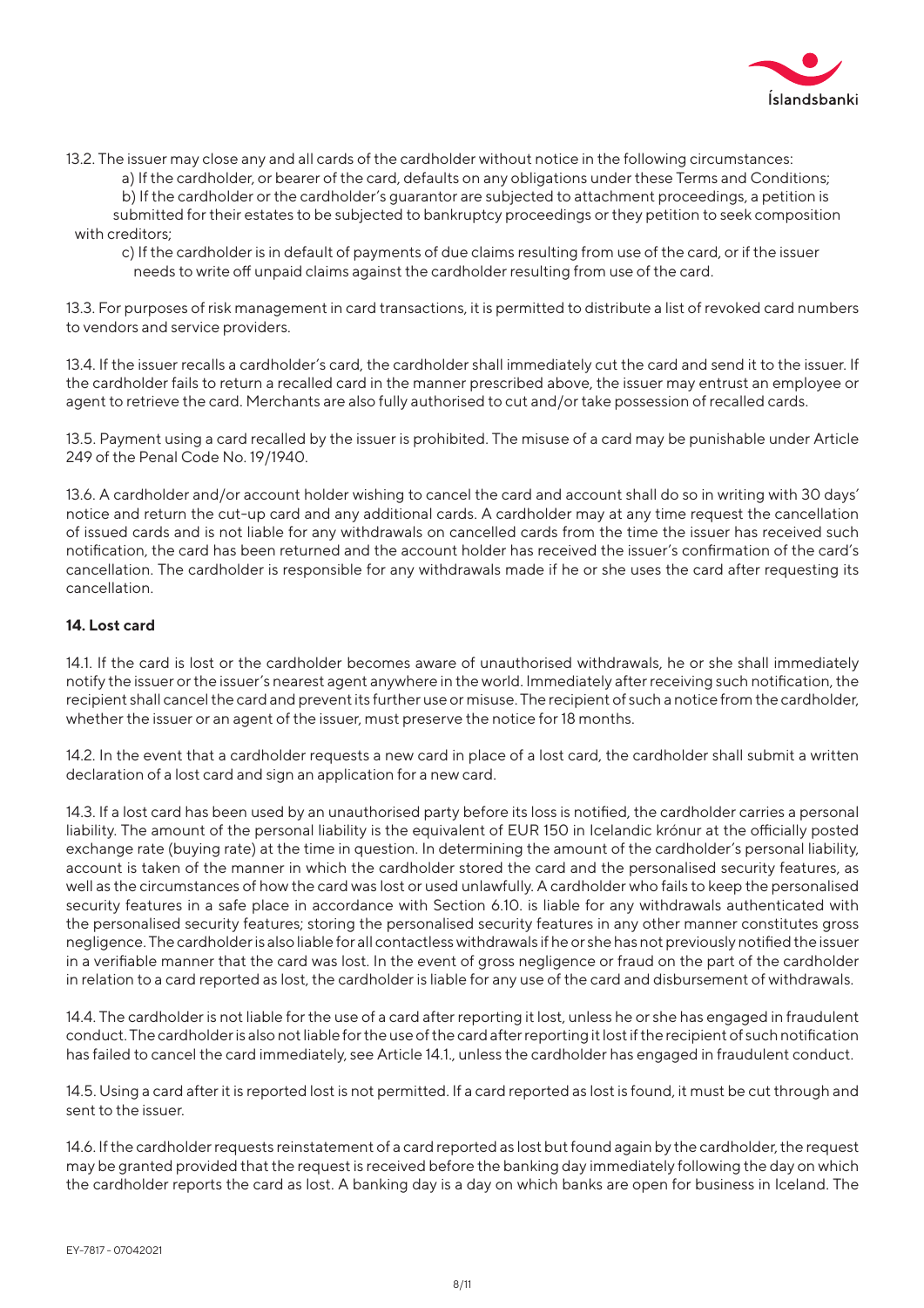13.2. The issuer may close any and all cards of the cardholder without notice in the following circumstances:

a) If the cardholder, or bearer of the card, defaults on any obligations under these Terms and Conditions;

b) If the cardholder or the cardholder's guarantor are subjected to attachment proceedings, a petition is submitted for their estates to be subjected to bankruptcy proceedings or they petition to seek composition with creditors;

c) If the cardholder is in default of payments of due claims resulting from use of the card, or if the issuer needs to write off unpaid claims against the cardholder resulting from use of the card.

13.3. For purposes of risk management in card transactions, it is permitted to distribute a list of revoked card numbers to vendors and service providers.

13.4. If the issuer recalls a cardholder's card, the cardholder shall immediately cut the card and send it to the issuer. If the cardholder fails to return a recalled card in the manner prescribed above, the issuer may entrust an employee or agent to retrieve the card. Merchants are also fully authorised to cut and/or take possession of recalled cards.

13.5. Payment using a card recalled by the issuer is prohibited. The misuse of a card may be punishable under Article 249 of the Penal Code No. 19/1940.

13.6. A cardholder and/or account holder wishing to cancel the card and account shall do so in writing with 30 days' notice and return the cut-up card and any additional cards. A cardholder may at any time request the cancellation of issued cards and is not liable for any withdrawals on cancelled cards from the time the issuer has received such notification, the card has been returned and the account holder has received the issuer's confirmation of the card's cancellation. The cardholder is responsible for any withdrawals made if he or she uses the card after requesting its cancellation.

**14. Lost card**

14.1. If the card is lost or the cardholder becomes aware of unauthorised withdrawals, he or she shall immediately notify the issuer or the issuer's nearest agent anywhere in the world. Immediately after receiving such notification, the recipient shall cancel the card and prevent its further use or misuse. The recipient of such a notice from the cardholder, whether the issuer or an agent of the issuer, must preserve the notice for 18 months.

14.2. In the event that a cardholder requests a new card in place of a lost card, the cardholder shall submit a written declaration of a lost card and sign an application for a new card.

14.3. If a lost card has been used by an unauthorised party before its loss is notified, the cardholder carries a personal liability. The amount of the personal liability is the equivalent of EUR 150 in Icelandic krónur at the officially posted exchange rate (buying rate) at the time in question. In determining the amount of the cardholder's personal liability, account is taken of the manner in which the cardholder stored the card and the personalised security features, as well as the circumstances of how the card was lost or used unlawfully. A cardholder who fails to keep the personalised security features in a safe place in accordance with Section 6.10. is liable for any withdrawals authenticated with the personalised security features; storing the personalised security features in any other manner constitutes gross negligence. The cardholder is also liable for all contactless withdrawals if he or she has not previously notified the issuer in a verifiable manner that the card was lost. In the event of gross negligence or fraud on the part of the cardholder in relation to a card reported as lost, the cardholder is liable for any use of the card and disbursement of withdrawals.

14.4. The cardholder is not liable for the use of a card after reporting it lost, unless he or she has engaged in fraudulent conduct. The cardholder is also not liable for the use of the card after reporting it lost if the recipient of such notification has failed to cancel the card immediately, see Article 14.1., unless the cardholder has engaged in fraudulent conduct.

14.5. Using a card after it is reported lost is not permitted. If a card reported as lost is found, it must be cut through and sent to the issuer.

14.6. If the cardholder requests reinstatement of a card reported as lost but found again by the cardholder, the request may be granted provided that the request is received before the banking day immediately following the day on which the cardholder reports the card as lost. A banking day is a day on which banks are open for business in Iceland. The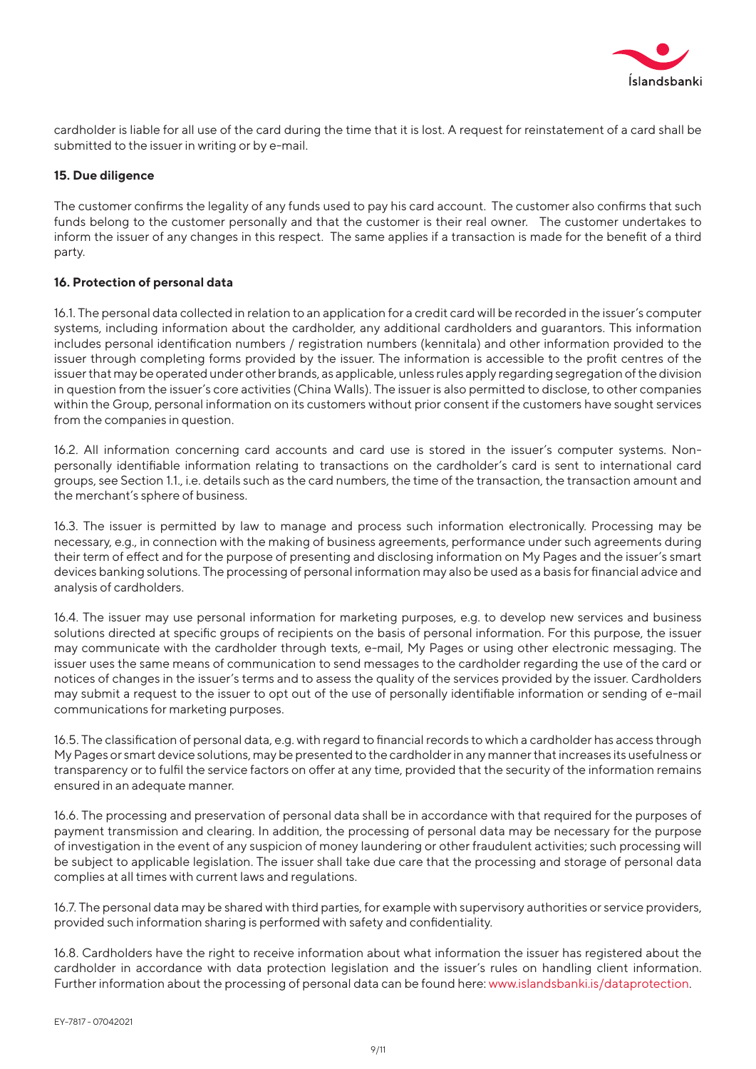cardholder is liable for all use of the card during the time that it is lost. A request for reinstatement of a card shall be submitted to the issuer in writing or by e-mail.

**15. Due diligence**

The customer confirms the legality of any funds used to pay his card account. The customer also confirms that such funds belong to the customer personally and that the customer is their real owner. The customer undertakes to inform the issuer of any changes in this respect. The same applies if a transaction is made for the benefit of a third party.

**16. Protection of personal data**

16.1. The personal data collected in relation to an application for a credit card will be recorded in the issuer's computer systems, including information about the cardholder, any additional cardholders and guarantors. This information includes personal identification numbers / registration numbers (kennitala) and other information provided to the issuer through completing forms provided by the issuer. The information is accessible to the profit centres of the issuer that may be operated under other brands, as applicable, unless rules apply regarding segregation of the division in question from the issuer's core activities (China Walls). The issuer is also permitted to disclose, to other companies within the Group, personal information on its customers without prior consent if the customers have sought services from the companies in question.

16.2. All information concerning card accounts and card use is stored in the issuer's computer systems. Non-personally identifiable information relating to transactions on the cardholder's card is sent to international card groups, see Section 1.1., i.e. details such as the card numbers, the time of the transaction, the transaction amount and the merchant's sphere of business.

16.3. The issuer is permitted by law to manage and process such information electronically. Processing may be necessary, e.g., in connection with the making of business agreements, performance under such agreements during their term of effect and for the purpose of presenting and disclosing information on My Pages and the issuer's smart devices banking solutions. The processing of personal information may also be used as a basis for financial advice and analysis of cardholders.

16.4. The issuer may use personal information for marketing purposes, e.g. to develop new services and business solutions directed at specific groups of recipients on the basis of personal information. For this purpose, the issuer may communicate with the cardholder through texts, e-mail, My Pages or using other electronic messaging. The issuer uses the same means of communication to send messages to the cardholder regarding the use of the card or notices of changes in the issuer's terms and to assess the quality of the services provided by the issuer. Cardholders may submit a request to the issuer to opt out of the use of personally identifiable information or sending of e-mail communications for marketing purposes.

16.5. The classification of personal data, e.g. with regard to financial records to which a cardholder has access through My Pages or smart device solutions, may be presented to the cardholder in any manner that increases its usefulness or transparency or to fulfil the service factors on offer at any time, provided that the security of the information remains ensured in an adequate manner.

16.6. The processing and preservation of personal data shall be in accordance with that required for the purposes of payment transmission and clearing. In addition, the processing of personal data may be necessary for the purpose of investigation in the event of any suspicion of money laundering or other fraudulent activities; such processing will be subject to applicable legislation. The issuer shall take due care that the processing and storage of personal data complies at all times with current laws and regulations.

16.7. The personal data may be shared with third parties, for example with supervisory authorities or service providers, provided such information sharing is performed with safety and confidentiality.

16.8. Cardholders have the right to receive information about what information the issuer has registered about the cardholder in accordance with data protection legislation and the issuer's rules on handling client information. Further information about the processing of personal data can be found here: www.islandsbanki.is/dataprotection.

EY-7817 - 07042021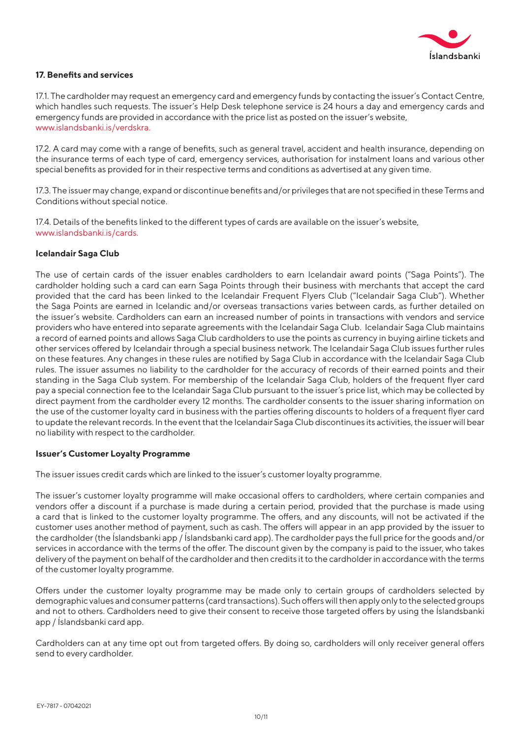### 17. Benefits and services

17.1. The cardholder may request an emergency card and emergency funds by contacting the issuer's Contact Centre, which handles such requests. The issuer's Help Desk telephone service is 24 hours a day and emergency cards and emergency funds are provided in accordance with the price list as posted on the issuer's website, www.islandsbanki.is/verdskra.

17.2. A card may come with a range of benefits, such as general travel, accident and health insurance, depending on the insurance terms of each type of card, emergency services, authorisation for instalment loans and various other special benefits as provided for in their respective terms and conditions as advertised at any given time.

17.3. The issuer may change, expand or discontinue benefits and/or privileges that are not specified in these Terms and Conditions without special notice.

17.4. Details of the benefits linked to the different types of cards are available on the issuer's website, www.islandsbanki.is/cards.

#### Icelandair Saga Club

The use of certain cards of the issuer enables cardholders to earn Icelandair award points ("Saga Points"). The cardholder holding such a card can earn Saga Points through their business with merchants that accept the card provided that the card has been linked to the Icelandair Frequent Flyers Club ("Icelandair Saga Club"). Whether the Saga Points are earned in Icelandic and/or overseas transactions varies between cards, as further detailed on the issuer's website. Cardholders can earn an increased number of points in transactions with vendors and service providers who have entered into separate agreements with the Icelandair Saga Club. Icelandair Saga Club maintains a record of earned points and allows Saga Club cardholders to use the points as currency in buying airline tickets and other services offered by Icelandair through a special business network. The Icelandair Saga Club issues further rules on these features. Any changes in these rules are notified by Saga Club in accordance with the Icelandair Saga Club rules. The issuer assumes no liability to the cardholder for the accuracy of records of their earned points and their standing in the Saga Club system. For membership of the Icelandair Saga Club, holders of the frequent flyer card pay a special connection fee to the Icelandair Saga Club pursuant to the issuer's price list, which may be collected by direct payment from the cardholder every 12 months. The cardholder consents to the issuer sharing information on the use of the customer loyalty card in business with the parties offering discounts to holders of a frequent flyer card to update the relevant records. In the event that the Icelandair Saga Club discontinues its activities, the issuer will bear no liability with respect to the cardholder.

#### Issuer's Customer Loyalty Programme

The issuer issues credit cards which are linked to the issuer's customer loyalty programme.

The issuer's customer loyalty programme will make occasional offers to cardholders, where certain companies and vendors offer a discount if a purchase is made during a certain period, provided that the purchase is made using a card that is linked to the customer loyalty programme. The offers, and any discounts, will not be activated if the customer uses another method of payment, such as cash. The offers will appear in an app provided by the issuer to the cardholder (the Íslandsbanki app / Íslandsbanki card app). The cardholder pays the full price for the goods and/or services in accordance with the terms of the offer. The discount given by the company is paid to the issuer, who takes delivery of the payment on behalf of the cardholder and then credits it to the cardholder in accordance with the terms of the customer loyalty programme.

Offers under the customer loyalty programme may be made only to certain groups of cardholders selected by demographic values and consumer patterns (card transactions). Such offers will then apply only to the selected groups and not to others. Cardholders need to give their consent to receive those targeted offers by using the Íslandsbanki app / Íslandsbanki card app.

Cardholders can at any time opt out from targeted offers. By doing so, cardholders will only receiver general offers send to every cardholder.

EY-7817 - 07042021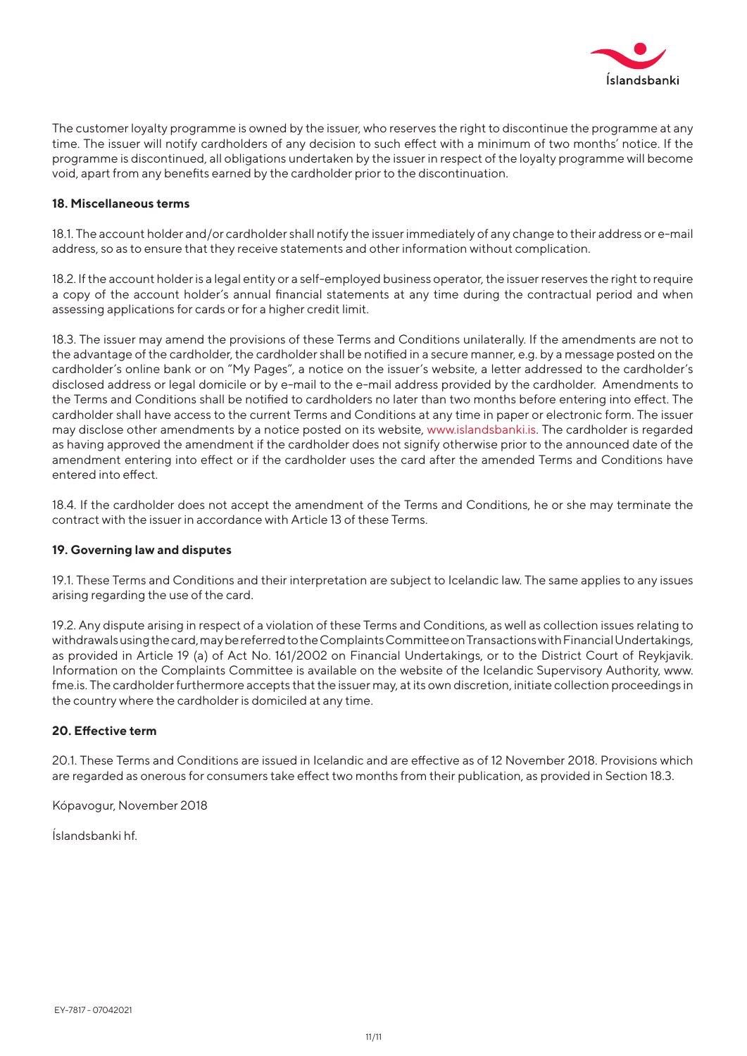The customer loyalty programme is owned by the issuer, who reserves the right to discontinue the programme at any time. The issuer will notify cardholders of any decision to such effect with a minimum of two months' notice. If the programme is discontinued, all obligations undertaken by the issuer in respect of the loyalty programme will become void, apart from any benefits earned by the cardholder prior to the discontinuation.

**18. Miscellaneous terms**

18.1. The account holder and/or cardholder shall notify the issuer immediately of any change to their address or e-mail address, so as to ensure that they receive statements and other information without complication.

18.2. If the account holder is a legal entity or a self-employed business operator, the issuer reserves the right to require a copy of the account holder's annual financial statements at any time during the contractual period and when assessing applications for cards or for a higher credit limit.

18.3. The issuer may amend the provisions of these Terms and Conditions unilaterally. If the amendments are not to the advantage of the cardholder, the cardholder shall be notified in a secure manner, e.g. by a message posted on the cardholder's online bank or on "My Pages", a notice on the issuer's website, a letter addressed to the cardholder's disclosed address or legal domicile or by e-mail to the e-mail address provided by the cardholder. Amendments to the Terms and Conditions shall be notified to cardholders no later than two months before entering into effect. The cardholder shall have access to the current Terms and Conditions at any time in paper or electronic form. The issuer may disclose other amendments by a notice posted on its website, www.islandsbanki.is. The cardholder is regarded as having approved the amendment if the cardholder does not signify otherwise prior to the announced date of the amendment entering into effect or if the cardholder uses the card after the amended Terms and Conditions have entered into effect.

18.4. If the cardholder does not accept the amendment of the Terms and Conditions, he or she may terminate the contract with the issuer in accordance with Article 13 of these Terms.

**19. Governing law and disputes**

19.1. These Terms and Conditions and their interpretation are subject to Icelandic law. The same applies to any issues arising regarding the use of the card.

19.2. Any dispute arising in respect of a violation of these Terms and Conditions, as well as collection issues relating to withdrawals using the card, may be referred to the Complaints Committee on Transactions with Financial Undertakings, as provided in Article 19 (a) of Act No. 161/2002 on Financial Undertakings, or to the District Court of Reykjavik. Information on the Complaints Committee is available on the website of the Icelandic Supervisory Authority, www.fme.is. The cardholder furthermore accepts that the issuer may, at its own discretion, initiate collection proceedings in the country where the cardholder is domiciled at any time.

**20. Effective term**

20.1. These Terms and Conditions are issued in Icelandic and are effective as of 12 November 2018. Provisions which are regarded as onerous for consumers take effect two months from their publication, as provided in Section 18.3.

Kópavogur, November 2018

Íslandsbanki hf.

EY-7817 - 07042021